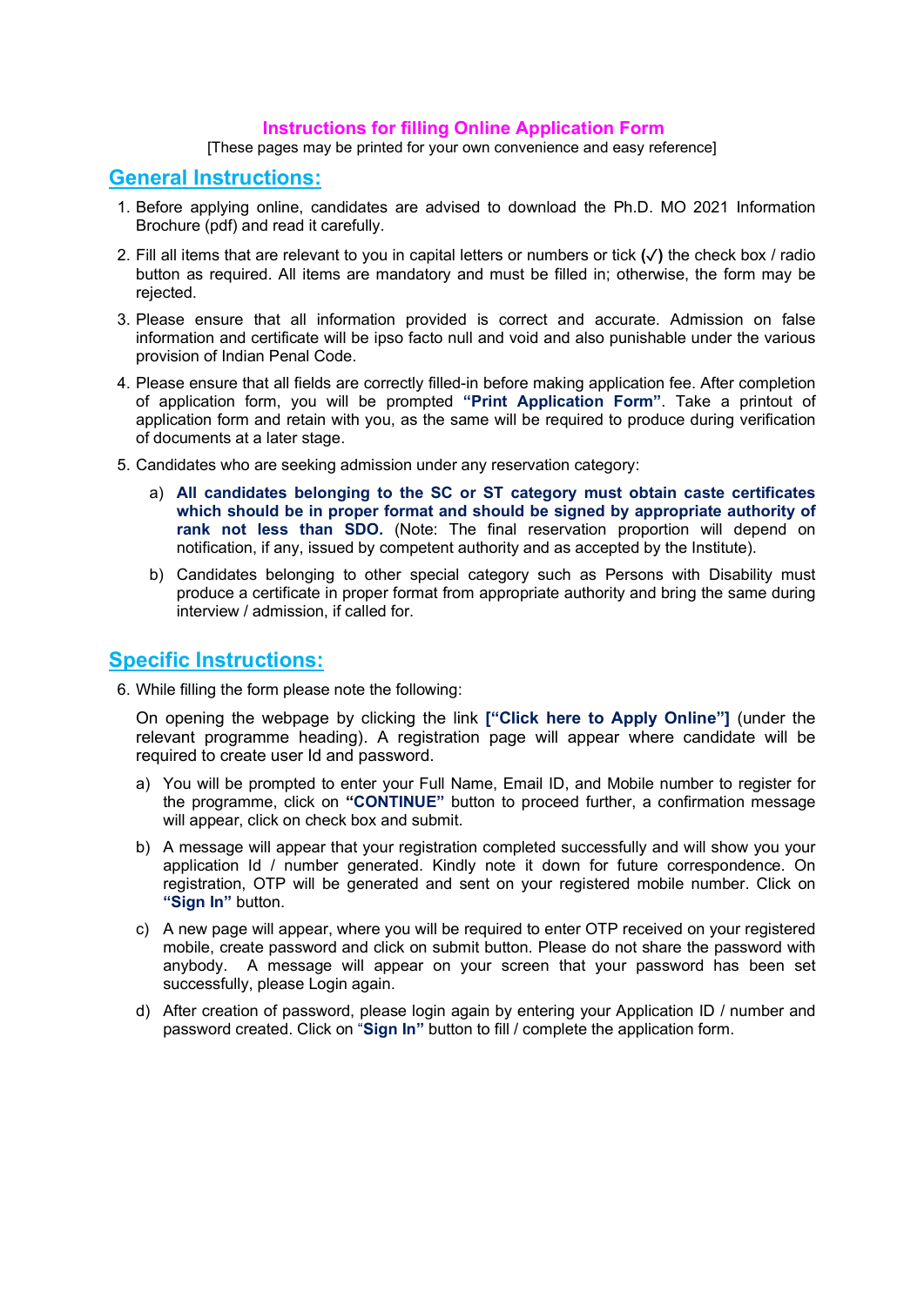# Instructions for filling Online Application Form

[These pages may be printed for your own convenience and easy reference]

## General Instructions:

1. Before applying online, candidates are advised to download the Ph.D. MO 2021 Information Brochure (pdf) and read it carefully.

2. Fill all items that are relevant to you in capital letters or numbers or tick **(✓)** the check box / radio button as required. All items are mandatory and must be filled in; otherwise, the form may be rejected.

3. Please ensure that all information provided is correct and accurate. Admission on false information and certificate will be ipso facto null and void and also punishable under the various provision of Indian Penal Code.

4. Please ensure that all fields are correctly filled-in before making application fee. After completion of application form, you will be prompted **"Print Application Form"**. Take a printout of application form and retain with you, as the same will be required to produce during verification of documents at a later stage.

5. Candidates who are seeking admission under any reservation category:

   a) **All candidates belonging to the SC or ST category must obtain caste certificates which should be in proper format and should be signed by appropriate authority of rank not less than SDO.** (Note: The final reservation proportion will depend on notification, if any, issued by competent authority and as accepted by the Institute).

   b) Candidates belonging to other special category such as Persons with Disability must produce a certificate in proper format from appropriate authority and bring the same during interview / admission, if called for.

## Specific Instructions:

6. While filling the form please note the following:

   On opening the webpage by clicking the link **["Click here to Apply Online"]** (under the relevant programme heading). A registration page will appear where candidate will be required to create user Id and password.

   a) You will be prompted to enter your Full Name, Email ID, and Mobile number to register for the programme, click on **"CONTINUE"** button to proceed further, a confirmation message will appear, click on check box and submit.

   b) A message will appear that your registration completed successfully and will show you your application Id / number generated. Kindly note it down for future correspondence. On registration, OTP will be generated and sent on your registered mobile number. Click on **"Sign In"** button.

   c) A new page will appear, where you will be required to enter OTP received on your registered mobile, create password and click on submit button. Please do not share the password with anybody. A message will appear on your screen that your password has been set successfully, please Login again.

   d) After creation of password, please login again by entering your Application ID / number and password created. Click on "**Sign In"** button to fill / complete the application form.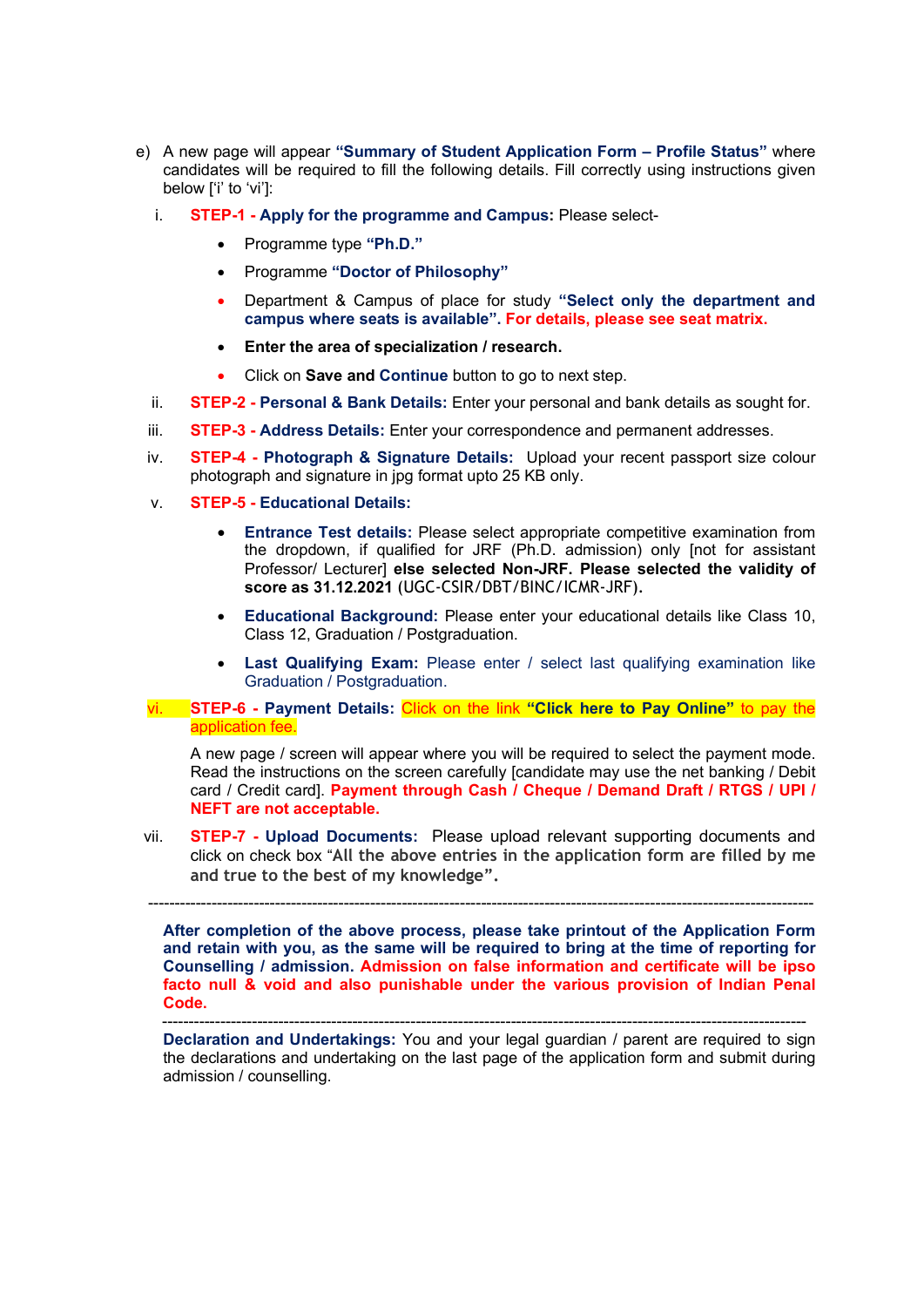e) A new page will appear **"Summary of Student Application Form – Profile Status"** where candidates will be required to fill the following details. Fill correctly using instructions given below ['i' to 'vi']:

i. **STEP-1 - Apply for the programme and Campus:** Please select-

- Programme type **"Ph.D."**
- Programme **"Doctor of Philosophy"**
- Department & Campus of place for study **"Select only the department and campus where seats is available". For details, please see seat matrix.**
- **Enter the area of specialization / research.**
- Click on **Save and Continue** button to go to next step.

ii. **STEP-2 - Personal & Bank Details:** Enter your personal and bank details as sought for.

iii. **STEP-3 - Address Details:** Enter your correspondence and permanent addresses.

iv. **STEP-4 - Photograph & Signature Details:** Upload your recent passport size colour photograph and signature in jpg format upto 25 KB only.

v. **STEP-5 - Educational Details:**

- **Entrance Test details:** Please select appropriate competitive examination from the dropdown, if qualified for JRF (Ph.D. admission) only [not for assistant Professor/ Lecturer] **else selected Non-JRF. Please selected the validity of score as 31.12.2021** (UGC-CSIR/DBT/BINC/ICMR-JRF)**.**
- **Educational Background:** Please enter your educational details like Class 10, Class 12, Graduation / Postgraduation.
- **Last Qualifying Exam:** Please enter / select last qualifying examination like Graduation / Postgraduation.

vi. **STEP-6 - Payment Details:** Click on the link **"Click here to Pay Online"** to pay the application fee.

A new page / screen will appear where you will be required to select the payment mode. Read the instructions on the screen carefully [candidate may use the net banking / Debit card / Credit card]. **Payment through Cash / Cheque / Demand Draft / RTGS / UPI / NEFT are not acceptable.**

vii. **STEP-7 - Upload Documents:** Please upload relevant supporting documents and click on check box "**All the above entries in the application form are filled by me and true to the best of my knowledge".**

---

**After completion of the above process, please take printout of the Application Form and retain with you, as the same will be required to bring at the time of reporting for Counselling / admission. Admission on false information and certificate will be ipso facto null & void and also punishable under the various provision of Indian Penal Code.**

---

**Declaration and Undertakings:** You and your legal guardian / parent are required to sign the declarations and undertaking on the last page of the application form and submit during admission / counselling.